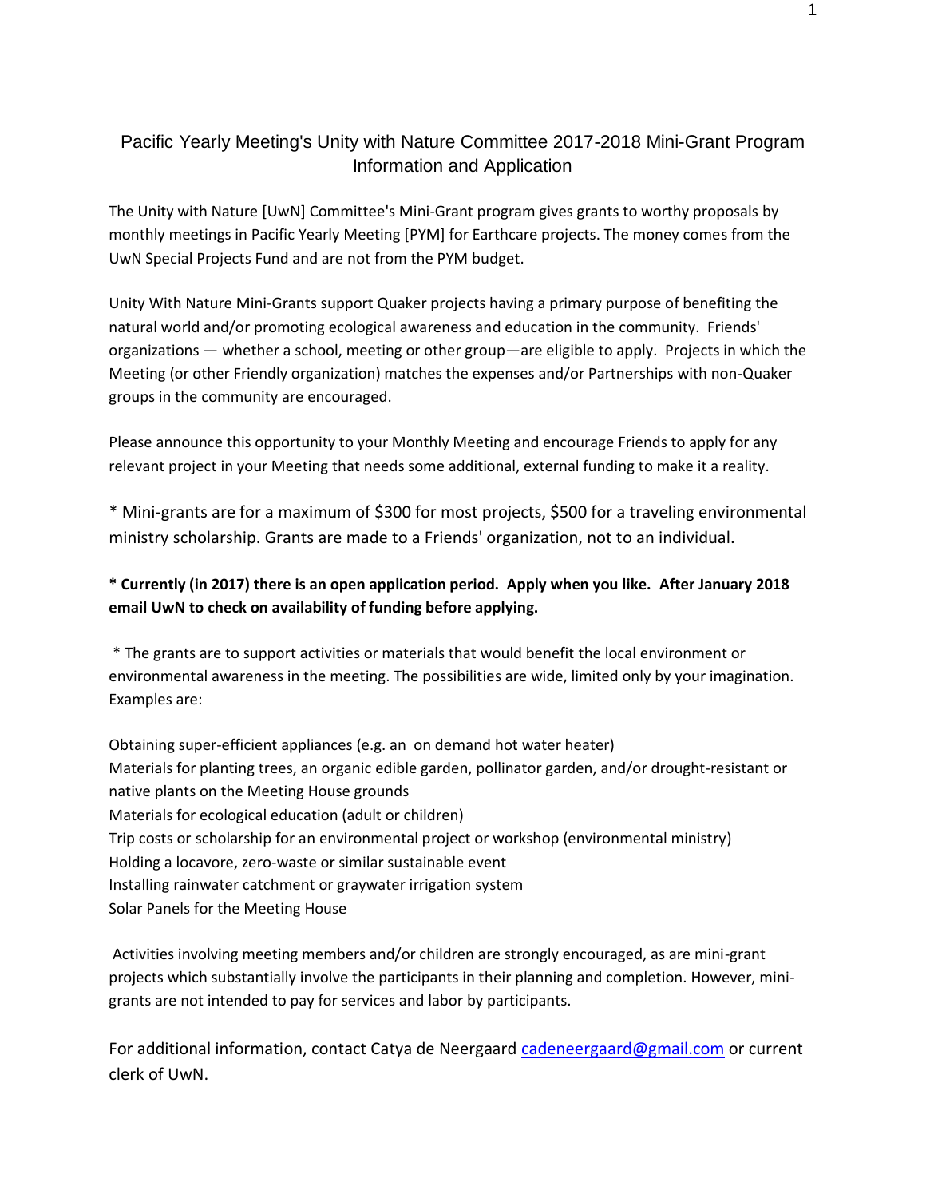# Pacific Yearly Meeting's Unity with Nature Committee 2017-2018 Mini-Grant Program Information and Application

The Unity with Nature [UwN] Committee's Mini-Grant program gives grants to worthy proposals by monthly meetings in Pacific Yearly Meeting [PYM] for Earthcare projects. The money comes from the UwN Special Projects Fund and are not from the PYM budget.

Unity With Nature Mini-Grants support Quaker projects having a primary purpose of benefiting the natural world and/or promoting ecological awareness and education in the community. Friends' organizations — whether a school, meeting or other group—are eligible to apply. Projects in which the Meeting (or other Friendly organization) matches the expenses and/or Partnerships with non-Quaker groups in the community are encouraged.

Please announce this opportunity to your Monthly Meeting and encourage Friends to apply for any relevant project in your Meeting that needs some additional, external funding to make it a reality.

* Mini-grants are for a maximum of $300 for most projects, $500 for a traveling environmental ministry scholarship. Grants are made to a Friends' organization, not to an individual.

**\* Currently (in 2017) there is an open application period. Apply when you like. After January 2018 email UwN to check on availability of funding before applying.**

* The grants are to support activities or materials that would benefit the local environment or environmental awareness in the meeting. The possibilities are wide, limited only by your imagination. Examples are:

Obtaining super-efficient appliances (e.g. an on demand hot water heater)
Materials for planting trees, an organic edible garden, pollinator garden, and/or drought-resistant or native plants on the Meeting House grounds
Materials for ecological education (adult or children)
Trip costs or scholarship for an environmental project or workshop (environmental ministry)
Holding a locavore, zero-waste or similar sustainable event
Installing rainwater catchment or graywater irrigation system
Solar Panels for the Meeting House

Activities involving meeting members and/or children are strongly encouraged, as are mini-grant projects which substantially involve the participants in their planning and completion. However, mini-grants are not intended to pay for services and labor by participants.

For additional information, contact Catya de Neergaard cadeneergaard@gmail.com or current clerk of UwN.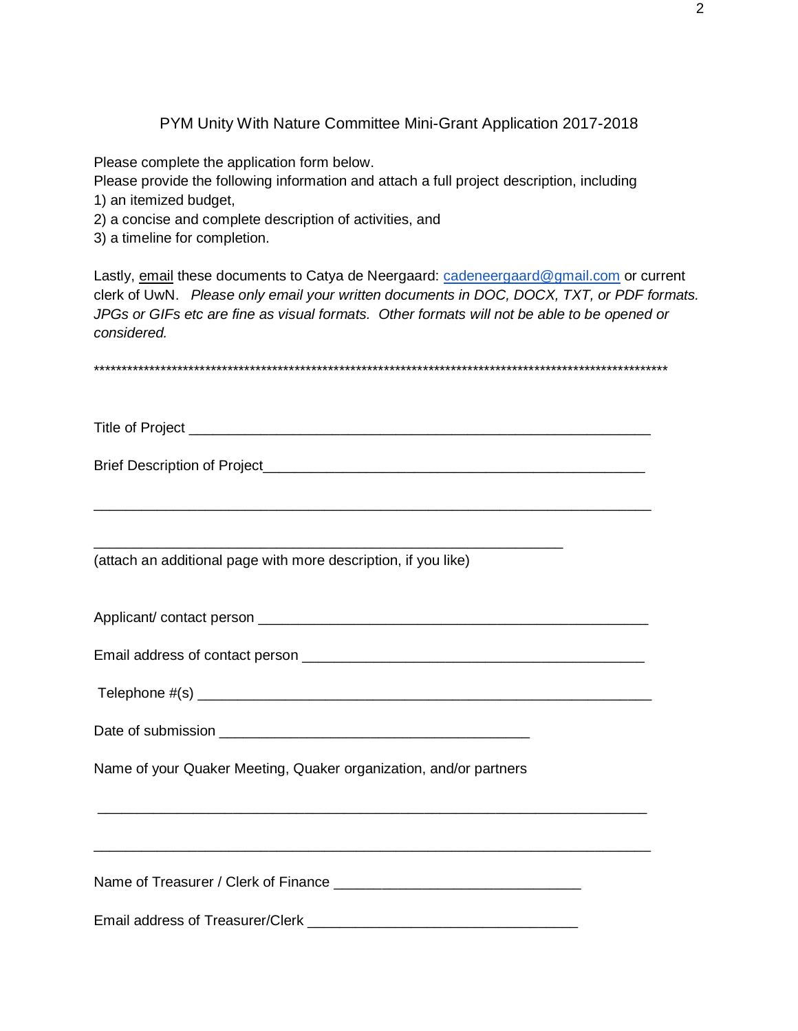# PYM Unity With Nature Committee Mini-Grant Application 2017-2018

Please complete the application form below.
Please provide the following information and attach a full project description, including
1) an itemized budget,
2) a concise and complete description of activities, and
3) a timeline for completion.

Lastly, email these documents to Catya de Neergaard: cadeneergaard@gmail.com or current clerk of UwN. *Please only email your written documents in DOC, DOCX, TXT, or PDF formats. JPGs or GIFs etc are fine as visual formats. Other formats will not be able to be opened or considered.*

***************************************************************************************************

Title of Project ____________________________________________________________

Brief Description of Project______________________________________________

___________________________________________________________________________

______________________________________________________________
(attach an additional page with more description, if you like)

Applicant/ contact person _____________________________________________

Email address of contact person ________________________________________

Telephone #(s) _____________________________________________________________

Date of submission _________________________________________

Name of your Quaker Meeting, Quaker organization, and/or partners

___________________________________________________________________________

___________________________________________________________________________

Name of Treasurer / Clerk of Finance ________________________________

Email address of Treasurer/Clerk ____________________________________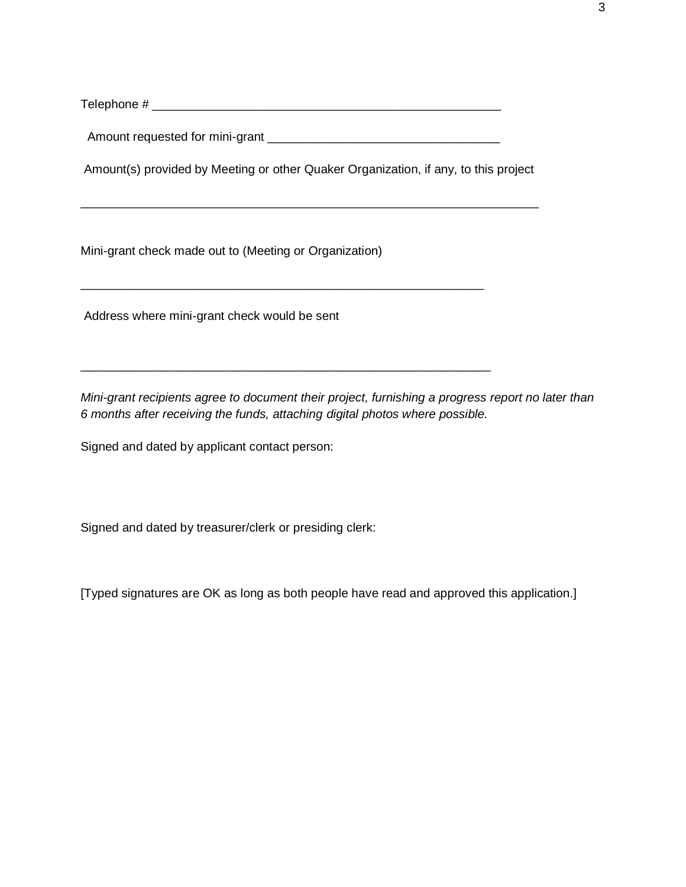Telephone # ____________________________________________________

Amount requested for mini-grant ___________________________________

Amount(s) provided by Meeting or other Quaker Organization, if any, to this project

____________________________________________________________________

Mini-grant check made out to (Meeting or Organization)

____________________________________________________________

Address where mini-grant check would be sent

_____________________________________________________________

*Mini-grant recipients agree to document their project, furnishing a progress report no later than 6 months after receiving the funds, attaching digital photos where possible.*

Signed and dated by applicant contact person:

Signed and dated by treasurer/clerk or presiding clerk:

[Typed signatures are OK as long as both people have read and approved this application.]